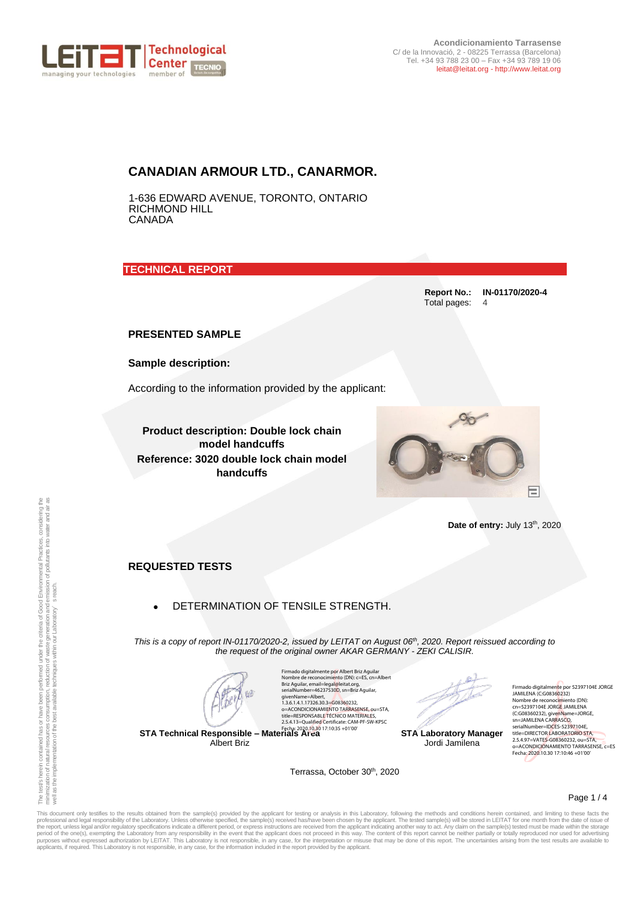Acondicionamiento Tarrasense
C/ de la Innovació, 2 - 08225 Terrassa (Barcelona)
Tel. +34 93 788 23 00 – Fax +34 93 789 19 06
leitat@leitat.org - http://www.leitat.org

# CANADIAN ARMOUR LTD., CANARMOR.

1-636 EDWARD AVENUE, TORONTO, ONTARIO
RICHMOND HILL
CANADA

## TECHNICAL REPORT

**Report No.:** **IN-01170/2020-4**
Total pages: 4

## PRESENTED SAMPLE

### Sample description:

According to the information provided by the applicant:

**Product description: Double lock chain model handcuffs**
**Reference: 3020 double lock chain model handcuffs**

**Date of entry:** July 13th, 2020

## REQUESTED TESTS

- DETERMINATION OF TENSILE STRENGTH.

*This is a copy of report IN-01170/2020-2, issued by LEITAT on August 06th, 2020. Report reissued according to the request of the original owner AKAR GERMANY - ZEKI CALISIR.*

Firmado digitalmente por Albert Briz Aguilar
Nombre de reconocimiento (DN): c=ES, cn=Albert Briz Aguilar, email=legal@leitat.org, serialNumber=46237530D, sn=Briz Aguilar, givenName=Albert, 1.3.6.1.4.1.17326.30.3=G08360232, o=ACONDICIONAMIENTO TARRASENSE, ou=STA, title=RESPONSABLE TÉCNICO MATERIALES, 2.5.4.13=Qualified Certificate: CAM-PF-SW-KPSC
Fecha: 2020.10.30 17:10:35 +01'00'

**STA Technical Responsible – Materials Area**
Albert Briz

Firmado digitalmente por 52397104E JORGE JAMILENA (C:G08360232)
Nombre de reconocimiento (DN): cn=52397104E JORGE JAMILENA (C:G08360232), givenName=JORGE, sn=JAMILENA CARRASCO, serialNumber=IDCES-52397104E, title=DIRECTOR LABORATORIO STA, 2.5.4.97=VATES-G08360232, ou=STA, o=ACONDICIONAMIENTO TARRASENSE, c=ES
Fecha: 2020.10.30 17:10:46 +01'00'

**STA Laboratory Manager**
Jordi Jamilena

Terrassa, October 30th, 2020

The test/s herein contained has or have been performed under the criteria of Good Environmental Practices, considering the minimization of natural resources consumption, reduction of waste generation and emission of pollutants into water and air as well as the implementation of the best available techniques within our Laboratory's reach.

This document only testifies to the results obtained from the sample(s) provided by the applicant for testing or analysis in this Laboratory, following the methods and conditions herein contained, and limiting to these facts the professional and legal responsibility of the Laboratory. Unless otherwise specified, the sample(s) received has/have been chosen by the applicant. The tested sample(s) will be stored in LEITAT for one month from the date of issue of the report, unless legal and/or regulatory specifications indicate a different period, or express instructions are received from the applicant indicating another way to act. Any claim on the sample(s) tested must be made within the storage period of the one(s), exempting the Laboratory from any responsibility in the event that the applicant does not proceed in this way. The content of this report cannot be neither partially or totally reproduced nor used for advertising purposes without expressed authorization by LEITAT. This Laboratory is not responsible, in any case, for the interpretation or misuse that may be done of this report. The uncertainties arising from the test results are available to applicants, if required. This Laboratory is not responsible, in any case, for the information included in the report provided by the applicant.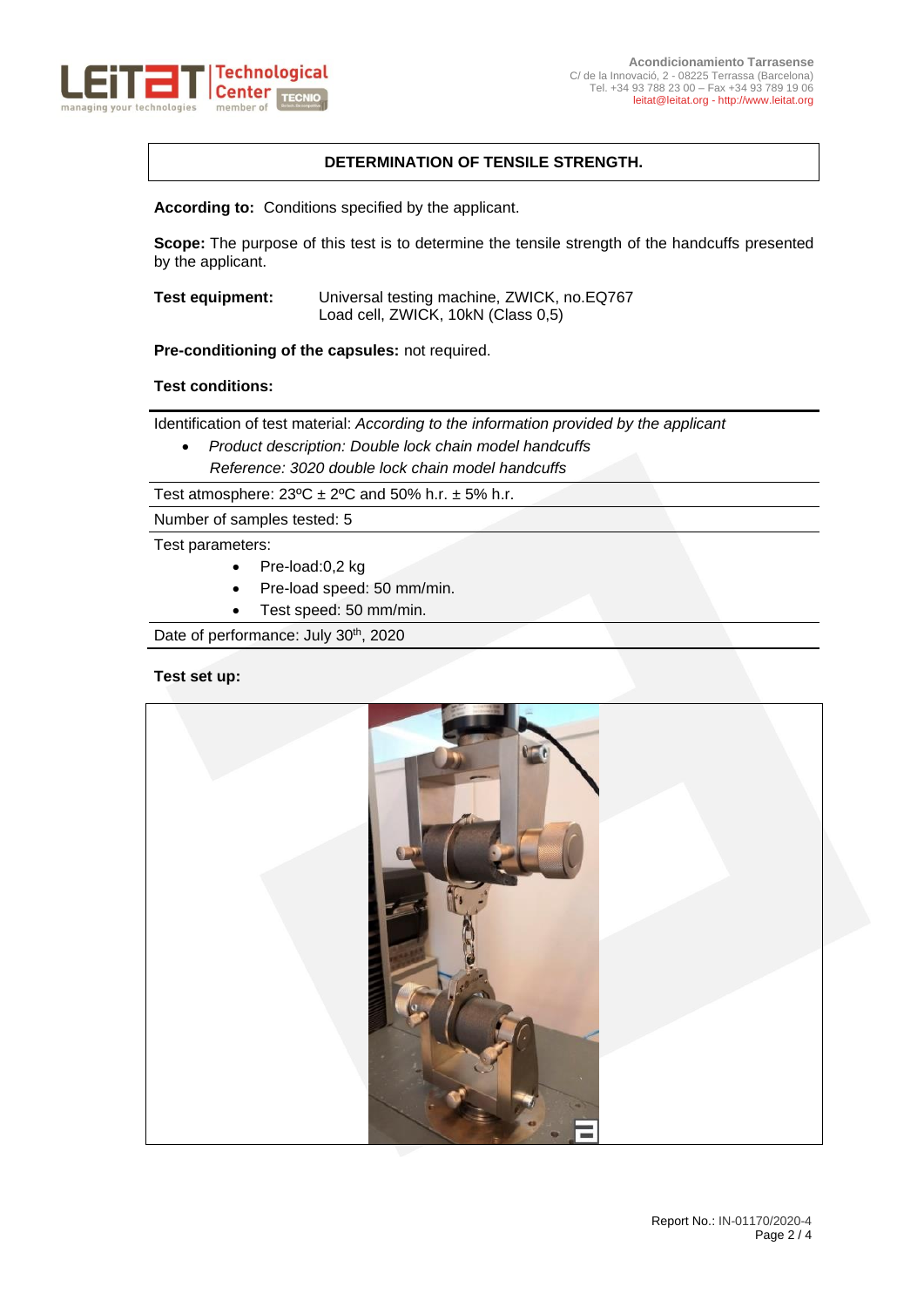Acondicionamiento Tarrasense
C/ de la Innovació, 2 - 08225 Terrassa (Barcelona)
Tel. +34 93 788 23 00 – Fax +34 93 789 19 06
leitat@leitat.org - http://www.leitat.org

## DETERMINATION OF TENSILE STRENGTH.

**According to:** Conditions specified by the applicant.

**Scope:** The purpose of this test is to determine the tensile strength of the handcuffs presented by the applicant.

**Test equipment:** Universal testing machine, ZWICK, no.EQ767
Load cell, ZWICK, 10kN (Class 0,5)

**Pre-conditioning of the capsules:** not required.

**Test conditions:**

Identification of test material: *According to the information provided by the applicant*

- *Product description: Double lock chain model handcuffs*
  *Reference: 3020 double lock chain model handcuffs*

Test atmosphere: 23ºC ± 2ºC and 50% h.r. ± 5% h.r.

Number of samples tested: 5

Test parameters:

- Pre-load:0,2 kg
- Pre-load speed: 50 mm/min.
- Test speed: 50 mm/min.

Date of performance: July 30th, 2020

**Test set up:**

Report No.: IN-01170/2020-4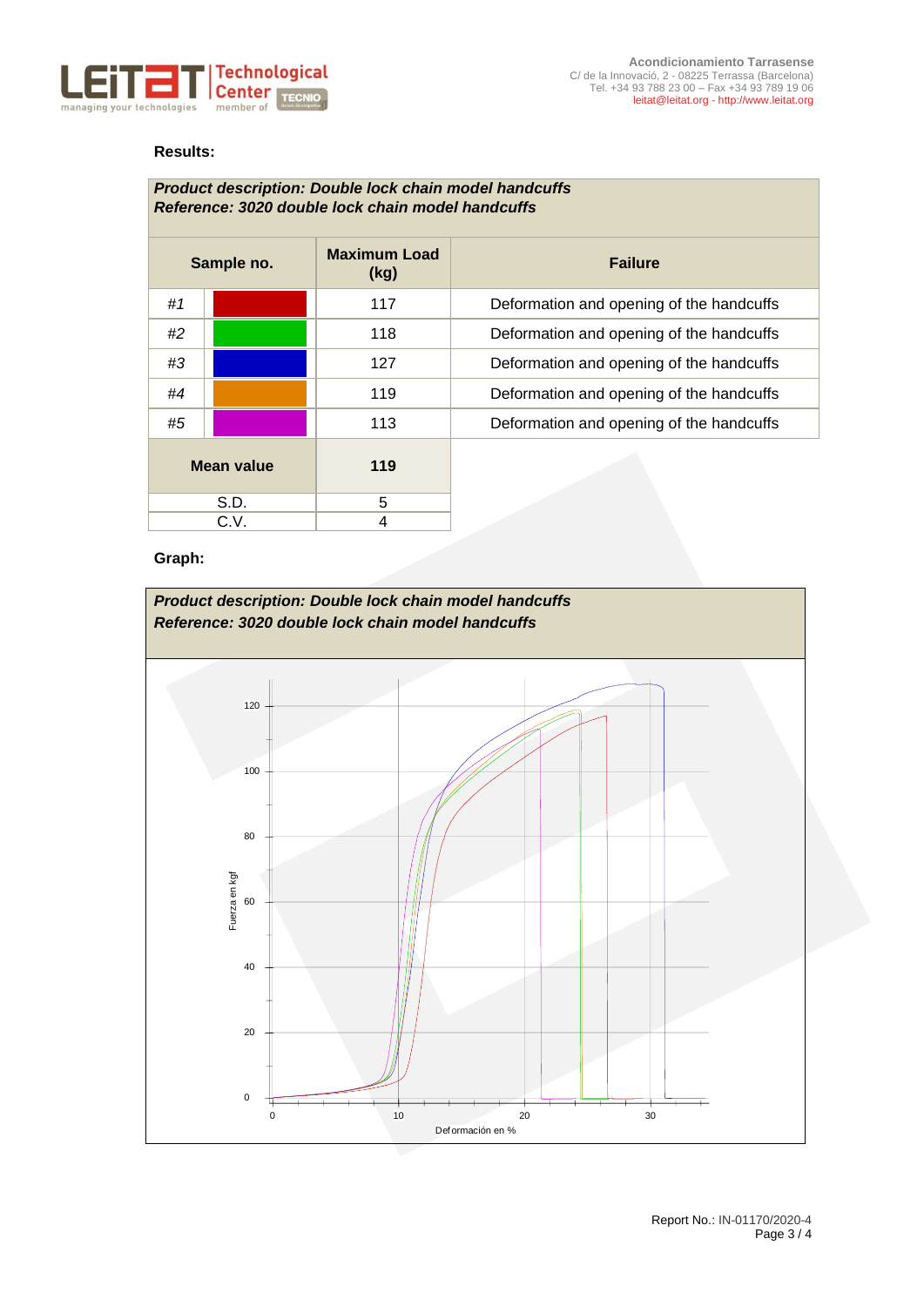**Results:**

| *Product description: Double lock chain model handcuffs*<br>*Reference: 3020 double lock chain model handcuffs* | | | |
|---|---|---|---|
| **Sample no.** | | **Maximum Load (kg)** | **Failure** |
| *#1* | | 117 | Deformation and opening of the handcuffs |
| *#2* | | 118 | Deformation and opening of the handcuffs |
| *#3* | | 127 | Deformation and opening of the handcuffs |
| *#4* | | 119 | Deformation and opening of the handcuffs |
| *#5* | | 113 | Deformation and opening of the handcuffs |
| **Mean value** | | **119** | |
| S.D. | | 5 | |
| C.V. | | 4 | |

**Graph:**

***Product description: Double lock chain model handcuffs***
***Reference: 3020 double lock chain model handcuffs***

Fuerza en kgf

Deformación en %

Report No.: IN-01170/2020-4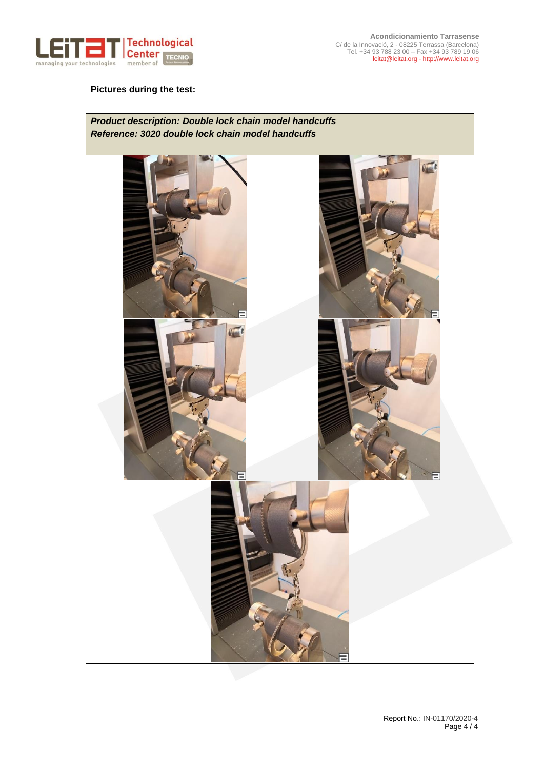**Pictures during the test:**

***Product description: Double lock chain model handcuffs***
***Reference: 3020 double lock chain model handcuffs***